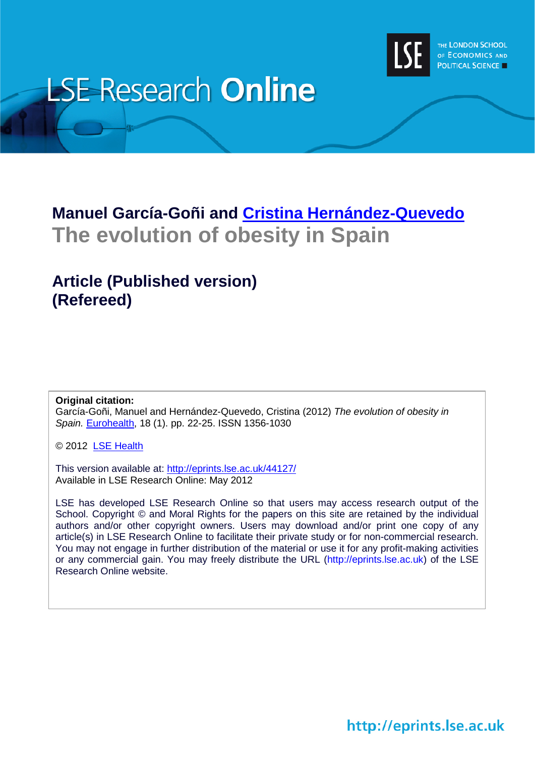# LSE Research Online

THE LONDON SCHOOL OF ECONOMICS AND POLITICAL SCIENCE

## Manuel García-Goñi and Cristina Hernández-Quevedo
## The evolution of obesity in Spain

### Article (Published version) (Refereed)

**Original citation:**
García-Goñi, Manuel and Hernández-Quevedo, Cristina (2012) *The evolution of obesity in Spain.* Eurohealth, 18 (1). pp. 22-25. ISSN 1356-1030

© 2012 LSE Health

This version available at: http://eprints.lse.ac.uk/44127/
Available in LSE Research Online: May 2012

LSE has developed LSE Research Online so that users may access research output of the School. Copyright © and Moral Rights for the papers on this site are retained by the individual authors and/or other copyright owners. Users may download and/or print one copy of any article(s) in LSE Research Online to facilitate their private study or for non-commercial research. You may not engage in further distribution of the material or use it for any profit-making activities or any commercial gain. You may freely distribute the URL (http://eprints.lse.ac.uk) of the LSE Research Online website.

http://eprints.lse.ac.uk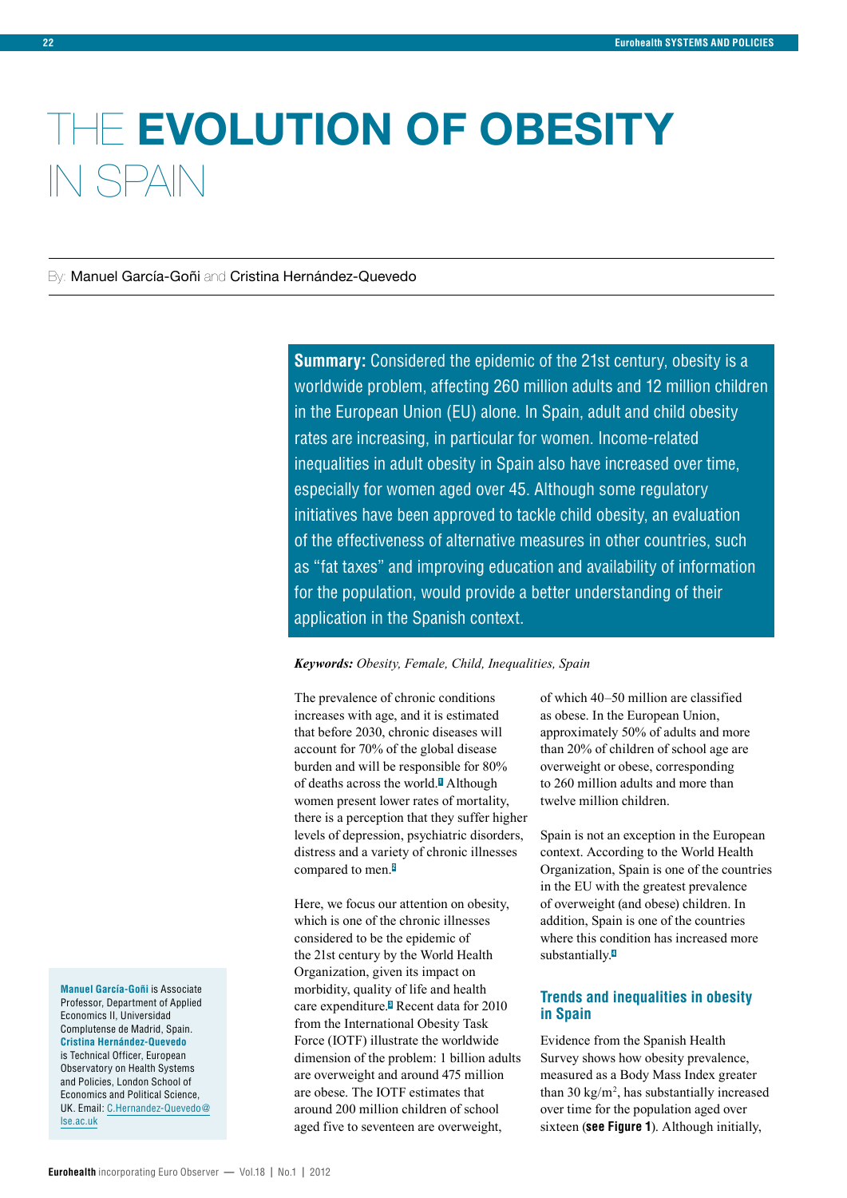# THE EVOLUTION OF OBESITY IN SPAIN

By: Manuel García-Goñi and Cristina Hernández-Quevedo

**Summary:** Considered the epidemic of the 21st century, obesity is a worldwide problem, affecting 260 million adults and 12 million children in the European Union (EU) alone. In Spain, adult and child obesity rates are increasing, in particular for women. Income-related inequalities in adult obesity in Spain also have increased over time, especially for women aged over 45. Although some regulatory initiatives have been approved to tackle child obesity, an evaluation of the effectiveness of alternative measures in other countries, such as "fat taxes" and improving education and availability of information for the population, would provide a better understanding of their application in the Spanish context.

***Keywords:*** *Obesity, Female, Child, Inequalities, Spain*

The prevalence of chronic conditions increases with age, and it is estimated that before 2030, chronic diseases will account for 70% of the global disease burden and will be responsible for 80% of deaths across the world.[1] Although women present lower rates of mortality, there is a perception that they suffer higher levels of depression, psychiatric disorders, distress and a variety of chronic illnesses compared to men.[2]

Here, we focus our attention on obesity, which is one of the chronic illnesses considered to be the epidemic of the 21st century by the World Health Organization, given its impact on morbidity, quality of life and health care expenditure.[3] Recent data for 2010 from the International Obesity Task Force (IOTF) illustrate the worldwide dimension of the problem: 1 billion adults are overweight and around 475 million are obese. The IOTF estimates that around 200 million children of school aged five to seventeen are overweight, of which 40–50 million are classified as obese. In the European Union, approximately 50% of adults and more than 20% of children of school age are overweight or obese, corresponding to 260 million adults and more than twelve million children.

Spain is not an exception in the European context. According to the World Health Organization, Spain is one of the countries in the EU with the greatest prevalence of overweight (and obese) children. In addition, Spain is one of the countries where this condition has increased more substantially.[4]

## Trends and inequalities in obesity in Spain

Evidence from the Spanish Health Survey shows how obesity prevalence, measured as a Body Mass Index greater than 30 kg/m$^2$, has substantially increased over time for the population aged over sixteen (**see Figure 1**). Although initially,

**Manuel García-Goñi** is Associate Professor, Department of Applied Economics II, Universidad Complutense de Madrid, Spain. **Cristina Hernández-Quevedo** is Technical Officer, European Observatory on Health Systems and Policies, London School of Economics and Political Science, UK. Email: C.Hernandez-Quevedo@lse.ac.uk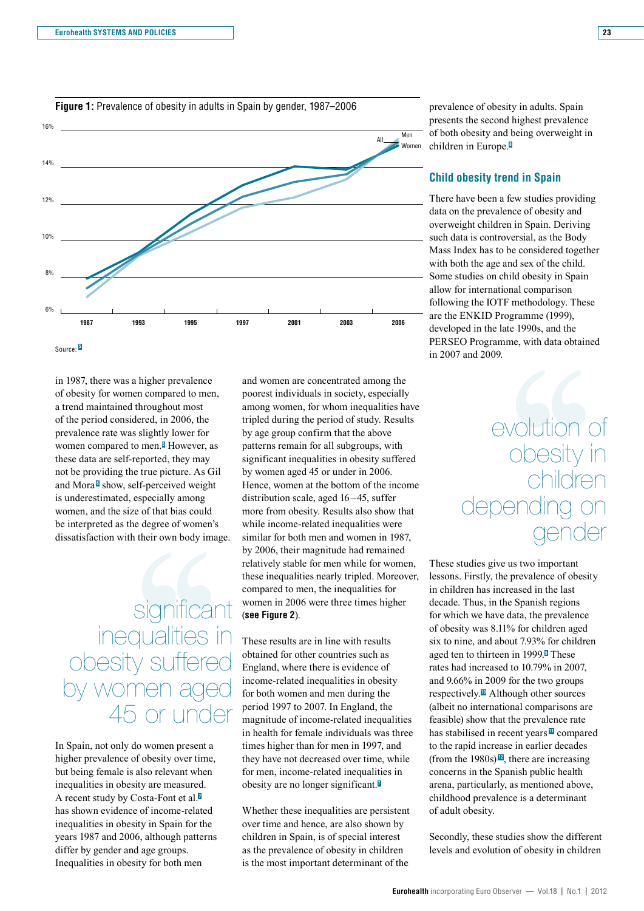**Figure 1:** Prevalence of obesity in adults in Spain by gender, 1987–2006

Source: [5]

in 1987, there was a higher prevalence of obesity for women compared to men, a trend maintained throughout most of the period considered, in 2006, the prevalence rate was slightly lower for women compared to men.[5] However, as these data are self-reported, they may not be providing the true picture. As Gil and Mora[6] show, self-perceived weight is underestimated, especially among women, and the size of that bias could be interpreted as the degree of women's dissatisfaction with their own body image.

> significant inequalities in obesity suffered by women aged 45 or under

In Spain, not only do women present a higher prevalence of obesity over time, but being female is also relevant when inequalities in obesity are measured. A recent study by Costa-Font et al.[7] has shown evidence of income-related inequalities in obesity in Spain for the years 1987 and 2006, although patterns differ by gender and age groups. Inequalities in obesity for both men and women are concentrated among the poorest individuals in society, especially among women, for whom inequalities have tripled during the period of study. Results by age group confirm that the above patterns remain for all subgroups, with significant inequalities in obesity suffered by women aged 45 or under in 2006. Hence, women at the bottom of the income distribution scale, aged 16–45, suffer more from obesity. Results also show that while income-related inequalities were similar for both men and women in 1987, by 2006, their magnitude had remained relatively stable for men while for women, these inequalities nearly tripled. Moreover, compared to men, the inequalities for women in 2006 were three times higher (**see Figure 2**).

These results are in line with results obtained for other countries such as England, where there is evidence of income-related inequalities in obesity for both women and men during the period 1997 to 2007. In England, the magnitude of income-related inequalities in health for female individuals was three times higher than for men in 1997, and they have not decreased over time, while for men, income-related inequalities in obesity are no longer significant.[7]

Whether these inequalities are persistent over time and hence, are also shown by children in Spain, is of special interest as the prevalence of obesity in children is the most important determinant of the prevalence of obesity in adults. Spain presents the second highest prevalence of both obesity and being overweight in children in Europe.[8]

## Child obesity trend in Spain

There have been a few studies providing data on the prevalence of obesity and overweight children in Spain. Deriving such data is controversial, as the Body Mass Index has to be considered together with both the age and sex of the child. Some studies on child obesity in Spain allow for international comparison following the IOTF methodology. These are the ENKID Programme (1999), developed in the late 1990s, and the PERSEO Programme, with data obtained in 2007 and 2009.

> evolution of obesity in children depending on gender

These studies give us two important lessons. Firstly, the prevalence of obesity in children has increased in the last decade. Thus, in the Spanish regions for which we have data, the prevalence of obesity was 8.11% for children aged six to nine, and about 7.93% for children aged ten to thirteen in 1999.[9] These rates had increased to 10.79% in 2007, and 9.66% in 2009 for the two groups respectively.[10] Although other sources (albeit no international comparisons are feasible) show that the prevalence rate has stabilised in recent years[11] compared to the rapid increase in earlier decades (from the 1980s)[12], there are increasing concerns in the Spanish public health arena, particularly, as mentioned above, childhood prevalence is a determinant of adult obesity.

Secondly, these studies show the different levels and evolution of obesity in children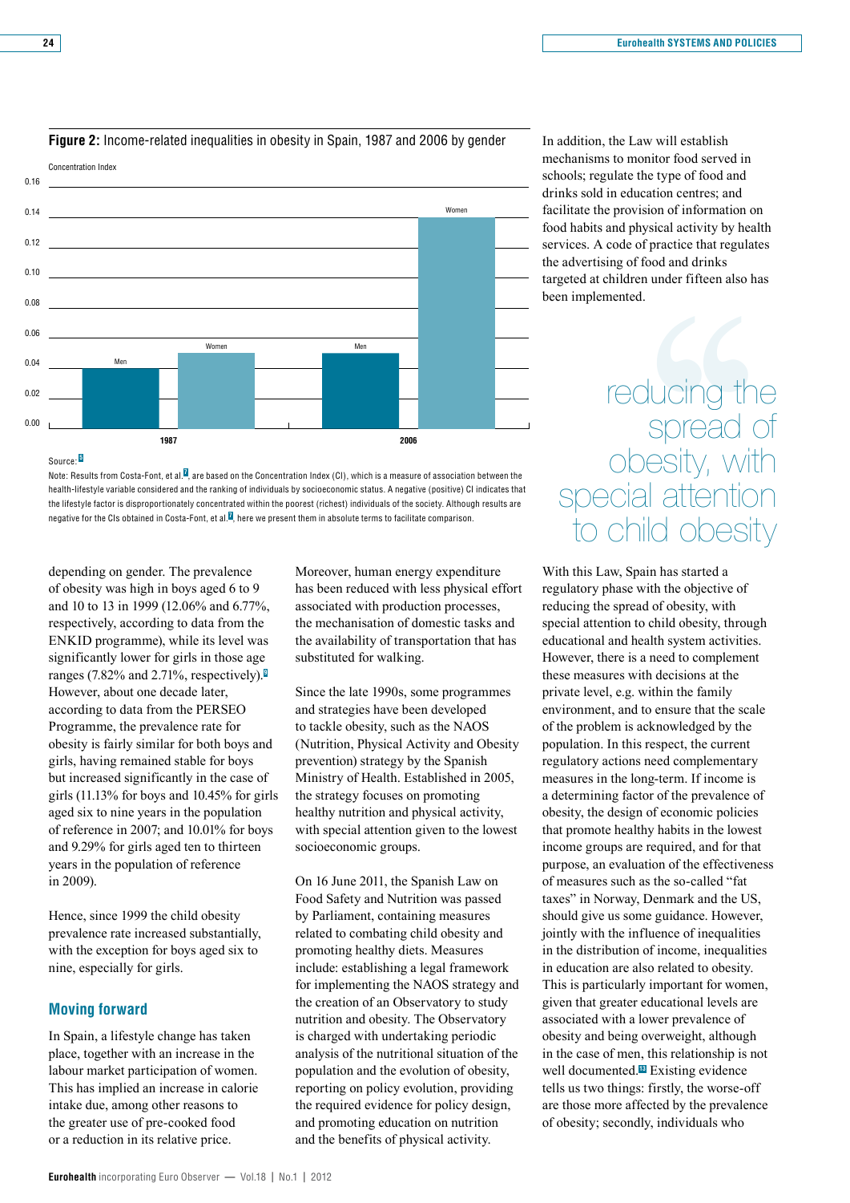**Figure 2:** Income-related inequalities in obesity in Spain, 1987 and 2006 by gender

Concentration Index

| | Men | Women |
|---|---|---|
| 1987 | ~0.04 | ~0.05 |
| 2006 | ~0.05 | ~0.14 |

Source: [9]

Note: Results from Costa-Font, et al.[7], are based on the Concentration Index (CI), which is a measure of association between the health-lifestyle variable considered and the ranking of individuals by socioeconomic status. A negative (positive) CI indicates that the lifestyle factor is disproportionately concentrated within the poorest (richest) individuals of the society. Although results are negative for the CIs obtained in Costa-Font, et al.[7], here we present them in absolute terms to facilitate comparison.

depending on gender. The prevalence of obesity was high in boys aged 6 to 9 and 10 to 13 in 1999 (12.06% and 6.77%, respectively, according to data from the ENKID programme), while its level was significantly lower for girls in those age ranges (7.82% and 2.71%, respectively).[9] However, about one decade later, according to data from the PERSEO Programme, the prevalence rate for obesity is fairly similar for both boys and girls, having remained stable for boys but increased significantly in the case of girls (11.13% for boys and 10.45% for girls aged six to nine years in the population of reference in 2007; and 10.01% for boys and 9.29% for girls aged ten to thirteen years in the population of reference in 2009).

Hence, since 1999 the child obesity prevalence rate increased substantially, with the exception for boys aged six to nine, especially for girls.

## Moving forward

In Spain, a lifestyle change has taken place, together with an increase in the labour market participation of women. This has implied an increase in calorie intake due, among other reasons to the greater use of pre-cooked food or a reduction in its relative price.

Moreover, human energy expenditure has been reduced with less physical effort associated with production processes, the mechanisation of domestic tasks and the availability of transportation that has substituted for walking.

Since the late 1990s, some programmes and strategies have been developed to tackle obesity, such as the NAOS (Nutrition, Physical Activity and Obesity prevention) strategy by the Spanish Ministry of Health. Established in 2005, the strategy focuses on promoting healthy nutrition and physical activity, with special attention given to the lowest socioeconomic groups.

On 16 June 2011, the Spanish Law on Food Safety and Nutrition was passed by Parliament, containing measures related to combating child obesity and promoting healthy diets. Measures include: establishing a legal framework for implementing the NAOS strategy and the creation of an Observatory to study nutrition and obesity. The Observatory is charged with undertaking periodic analysis of the nutritional situation of the population and the evolution of obesity, reporting on policy evolution, providing the required evidence for policy design, and promoting education on nutrition and the benefits of physical activity.

In addition, the Law will establish mechanisms to monitor food served in schools; regulate the type of food and drinks sold in education centres; and facilitate the provision of information on food habits and physical activity by health services. A code of practice that regulates the advertising of food and drinks targeted at children under fifteen also has been implemented.

> reducing the spread of obesity, with special attention to child obesity

With this Law, Spain has started a regulatory phase with the objective of reducing the spread of obesity, with special attention to child obesity, through educational and health system activities. However, there is a need to complement these measures with decisions at the private level, e.g. within the family environment, and to ensure that the scale of the problem is acknowledged by the population. In this respect, the current regulatory actions need complementary measures in the long-term. If income is a determining factor of the prevalence of obesity, the design of economic policies that promote healthy habits in the lowest income groups are required, and for that purpose, an evaluation of the effectiveness of measures such as the so-called "fat taxes" in Norway, Denmark and the US, should give us some guidance. However, jointly with the influence of inequalities in the distribution of income, inequalities in education are also related to obesity. This is particularly important for women, given that greater educational levels are associated with a lower prevalence of obesity and being overweight, although in the case of men, this relationship is not well documented.[10] Existing evidence tells us two things: firstly, the worse-off are those more affected by the prevalence of obesity; secondly, individuals who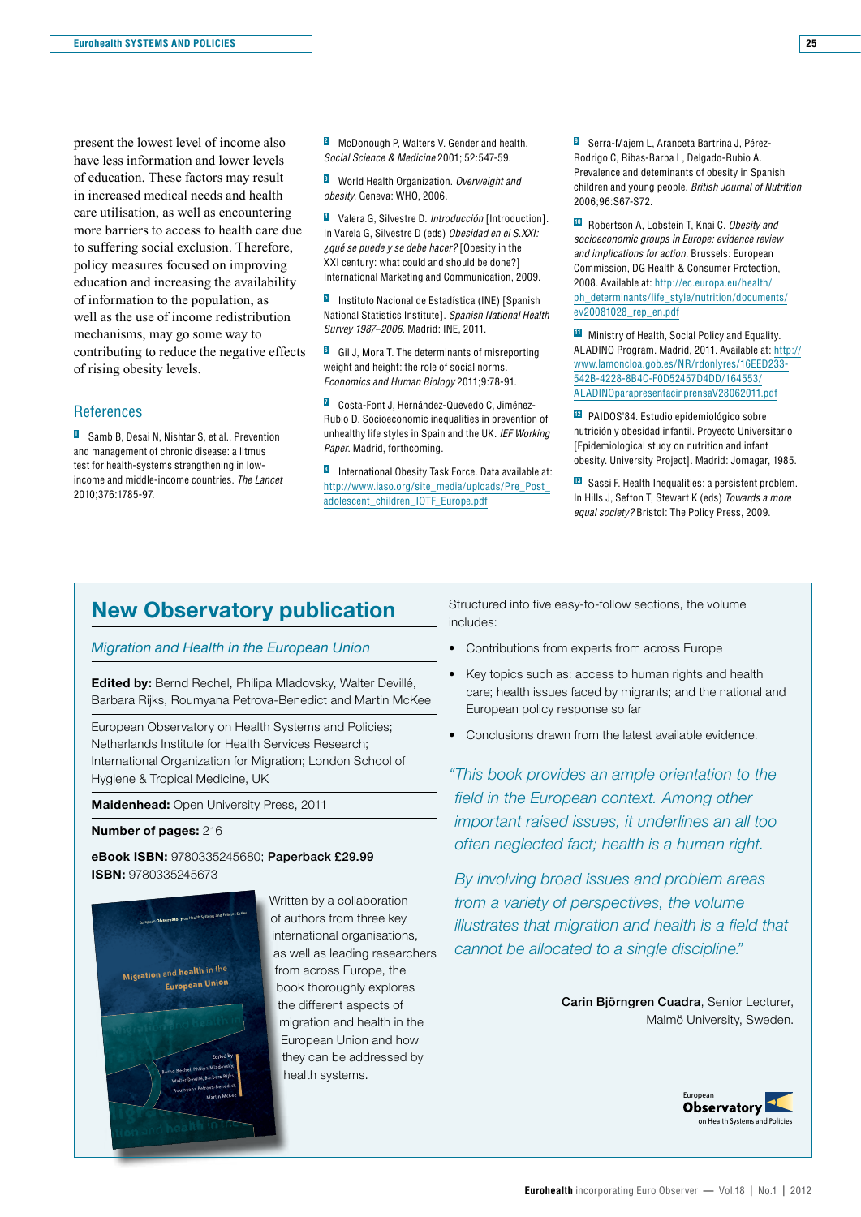present the lowest level of income also have less information and lower levels of education. These factors may result in increased medical needs and health care utilisation, as well as encountering more barriers to access to health care due to suffering social exclusion. Therefore, policy measures focused on improving education and increasing the availability of information to the population, as well as the use of income redistribution mechanisms, may go some way to contributing to reduce the negative effects of rising obesity levels.

## References

1. Samb B, Desai N, Nishtar S, et al., Prevention and management of chronic disease: a litmus test for health-systems strengthening in low-income and middle-income countries. *The Lancet* 2010;376:1785-97.

2. McDonough P, Walters V. Gender and health. *Social Science & Medicine* 2001; 52:547-59.

3. World Health Organization. *Overweight and obesity.* Geneva: WHO, 2006.

4. Valera G, Silvestre D. *Introducción* [Introduction]. In Varela G, Silvestre D (eds) *Obesidad en el S.XXI: ¿qué se puede y se debe hacer?* [Obesity in the XXI century: what could and should be done?] International Marketing and Communication, 2009.

5. Instituto Nacional de Estadística (INE) [Spanish National Statistics Institute]. *Spanish National Health Survey 1987–2006.* Madrid: INE, 2011.

6. Gil J, Mora T. The determinants of misreporting weight and height: the role of social norms. *Economics and Human Biology* 2011;9:78-91.

7. Costa-Font J, Jiménez-Hernández-Quevedo C, Jiménez-Rubio D. Socioeconomic inequalities in prevention of unhealthy life styles in Spain and the UK. *IEF Working Paper.* Madrid, forthcoming.

8. International Obesity Task Force. Data available at: http://www.iaso.org/site_media/uploads/Pre_Post_adolescent_children_IOTF_Europe.pdf

9. Serra-Majem L, Aranceta Bartrina J, Pérez-Rodrigo C, Ribas-Barba L, Delgado-Rubio A. Prevalence and determinants of obesity in Spanish children and young people. *British Journal of Nutrition* 2006;96:S67-S72.

10. Robertson A, Lobstein T, Knai C. *Obesity and socioeconomic groups in Europe: evidence review and implications for action.* Brussels: European Commission, DG Health & Consumer Protection, 2008. Available at: http://ec.europa.eu/health/ph_determinants/life_style/nutrition/documents/ev20081028_rep_en.pdf

11. Ministry of Health, Social Policy and Equality. ALADINO Program. Madrid, 2011. Available at: http://www.lamoncloa.gob.es/NR/rdonlyres/16EED233-542B-4228-8B4C-F0D52457D4DD/164553/ALADINOparapresentacinprensaV28062011.pdf

12. PAIDOS'84. Estudio epidemiológico sobre nutrición y obesidad infantil. Proyecto Universitario [Epidemiological study on nutrition and infant obesity. University Project]. Madrid: Jomagar, 1985.

13. Sassi F. Health Inequalities: a persistent problem. In Hills J, Sefton T, Stewart K (eds) *Towards a more equal society?* Bristol: The Policy Press, 2009.

## New Observatory publication

*Migration and Health in the European Union*

**Edited by:** Bernd Rechel, Philipa Mladovsky, Walter Devillé, Barbara Rijks, Roumyana Petrova-Benedict and Martin McKee

European Observatory on Health Systems and Policies; Netherlands Institute for Health Services Research; International Organization for Migration; London School of Hygiene & Tropical Medicine, UK

**Maidenhead:** Open University Press, 2011

**Number of pages:** 216

**eBook ISBN:** 9780335245680; **Paperback** £29.99
**ISBN:** 9780335245673

Written by a collaboration of authors from three key international organisations, as well as leading researchers from across Europe, the book thoroughly explores the different aspects of migration and health in the European Union and how they can be addressed by health systems.

Structured into five easy-to-follow sections, the volume includes:

- Contributions from experts from across Europe
- Key topics such as: access to human rights and health care; health issues faced by migrants; and the national and European policy response so far
- Conclusions drawn from the latest available evidence.

*"This book provides an ample orientation to the field in the European context. Among other important raised issues, it underlines an all too often neglected fact; health is a human right.*

*By involving broad issues and problem areas from a variety of perspectives, the volume illustrates that migration and health is a field that cannot be allocated to a single discipline."*

**Carin Björngren Cuadra**, Senior Lecturer, Malmö University, Sweden.